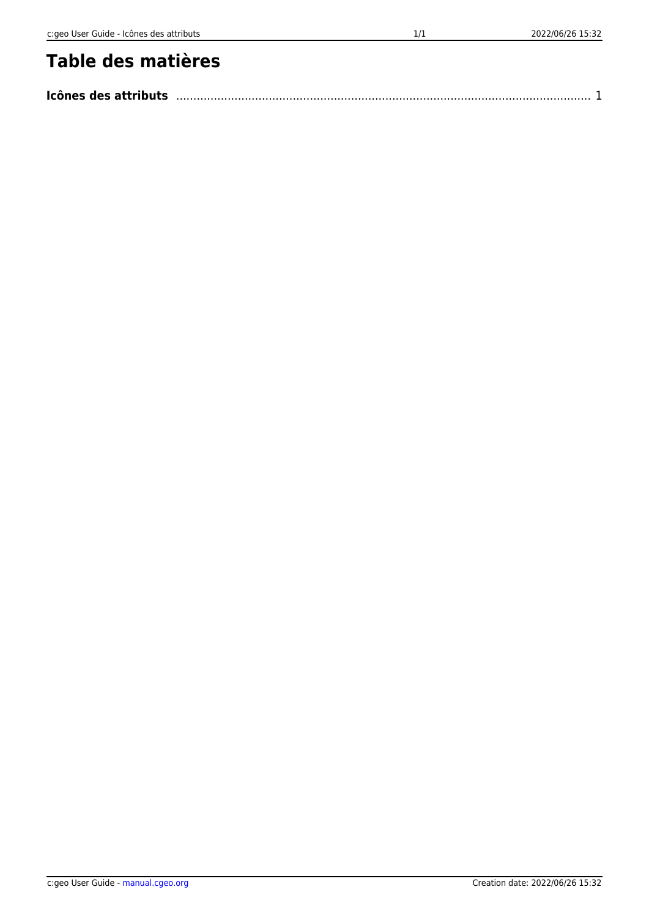# Table des matières

**Icônes des attributs** ........................................................................................................................ 1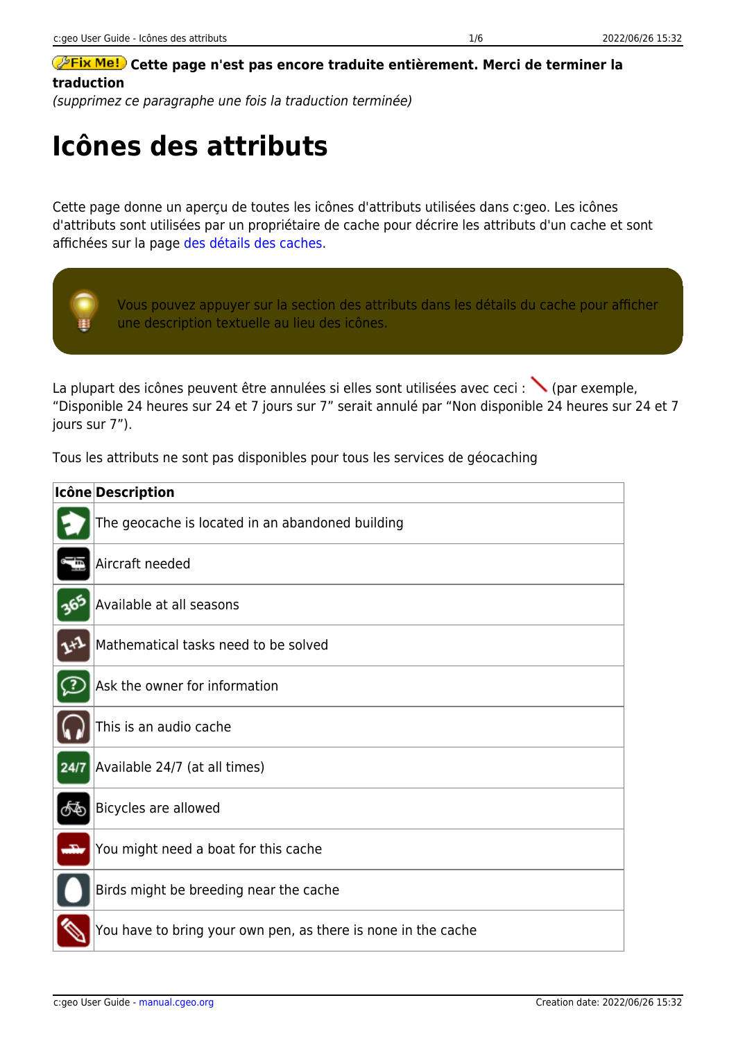**Fix Me! Cette page n'est pas encore traduite entièrement. Merci de terminer la traduction**

*(supprimez ce paragraphe une fois la traduction terminée)*

# Icônes des attributs

Cette page donne un aperçu de toutes les icônes d'attributs utilisées dans c:geo. Les icônes d'attributs sont utilisées par un propriétaire de cache pour décrire les attributs d'un cache et sont affichées sur la page des détails des caches.

Vous pouvez appuyer sur la section des attributs dans les détails du cache pour afficher une description textuelle au lieu des icônes.

La plupart des icônes peuvent être annulées si elles sont utilisées avec ceci : (par exemple, “Disponible 24 heures sur 24 et 7 jours sur 7” serait annulé par “Non disponible 24 heures sur 24 et 7 jours sur 7”).

Tous les attributs ne sont pas disponibles pour tous les services de géocaching

| Icône | Description |
|---|---|
| | The geocache is located in an abandoned building |
| | Aircraft needed |
| | Available at all seasons |
| | Mathematical tasks need to be solved |
| | Ask the owner for information |
| | This is an audio cache |
| | Available 24/7 (at all times) |
| | Bicycles are allowed |
| | You might need a boat for this cache |
| | Birds might be breeding near the cache |
| | You have to bring your own pen, as there is none in the cache |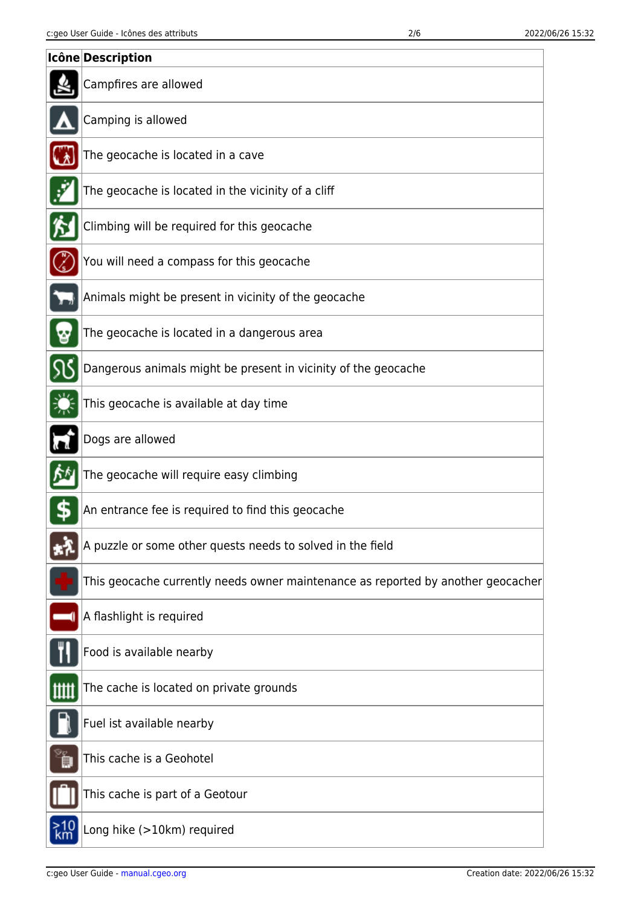| Icône | Description |
| --- | --- |
| | Campfires are allowed |
| | Camping is allowed |
| | The geocache is located in a cave |
| | The geocache is located in the vicinity of a cliff |
| | Climbing will be required for this geocache |
| | You will need a compass for this geocache |
| | Animals might be present in vicinity of the geocache |
| | The geocache is located in a dangerous area |
| | Dangerous animals might be present in vicinity of the geocache |
| | This geocache is available at day time |
| | Dogs are allowed |
| | The geocache will require easy climbing |
| | An entrance fee is required to find this geocache |
| | A puzzle or some other quests needs to solved in the field |
| | This geocache currently needs owner maintenance as reported by another geocacher |
| | A flashlight is required |
| | Food is available nearby |
| | The cache is located on private grounds |
| | Fuel ist available nearby |
| | This cache is a Geohotel |
| | This cache is part of a Geotour |
| | Long hike (>10km) required |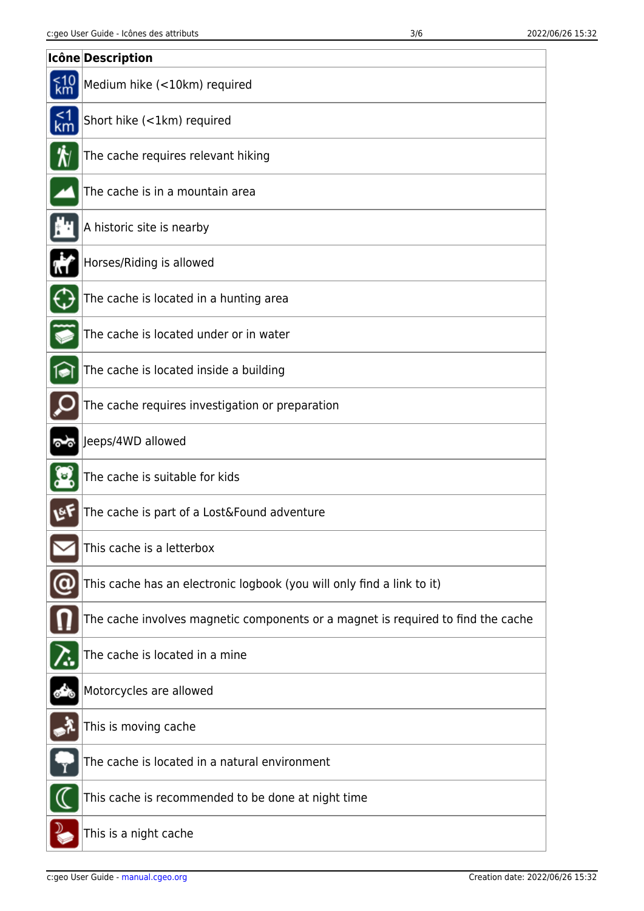| Icône | Description |
|---|---|
| | Medium hike (<10km) required |
| | Short hike (<1km) required |
| | The cache requires relevant hiking |
| | The cache is in a mountain area |
| | A historic site is nearby |
| | Horses/Riding is allowed |
| | The cache is located in a hunting area |
| | The cache is located under or in water |
| | The cache is located inside a building |
| | The cache requires investigation or preparation |
| | Jeeps/4WD allowed |
| | The cache is suitable for kids |
| | The cache is part of a Lost&Found adventure |
| | This cache is a letterbox |
| | This cache has an electronic logbook (you will only find a link to it) |
| | The cache involves magnetic components or a magnet is required to find the cache |
| | The cache is located in a mine |
| | Motorcycles are allowed |
| | This is moving cache |
| | The cache is located in a natural environment |
| | This cache is recommended to be done at night time |
| | This is a night cache |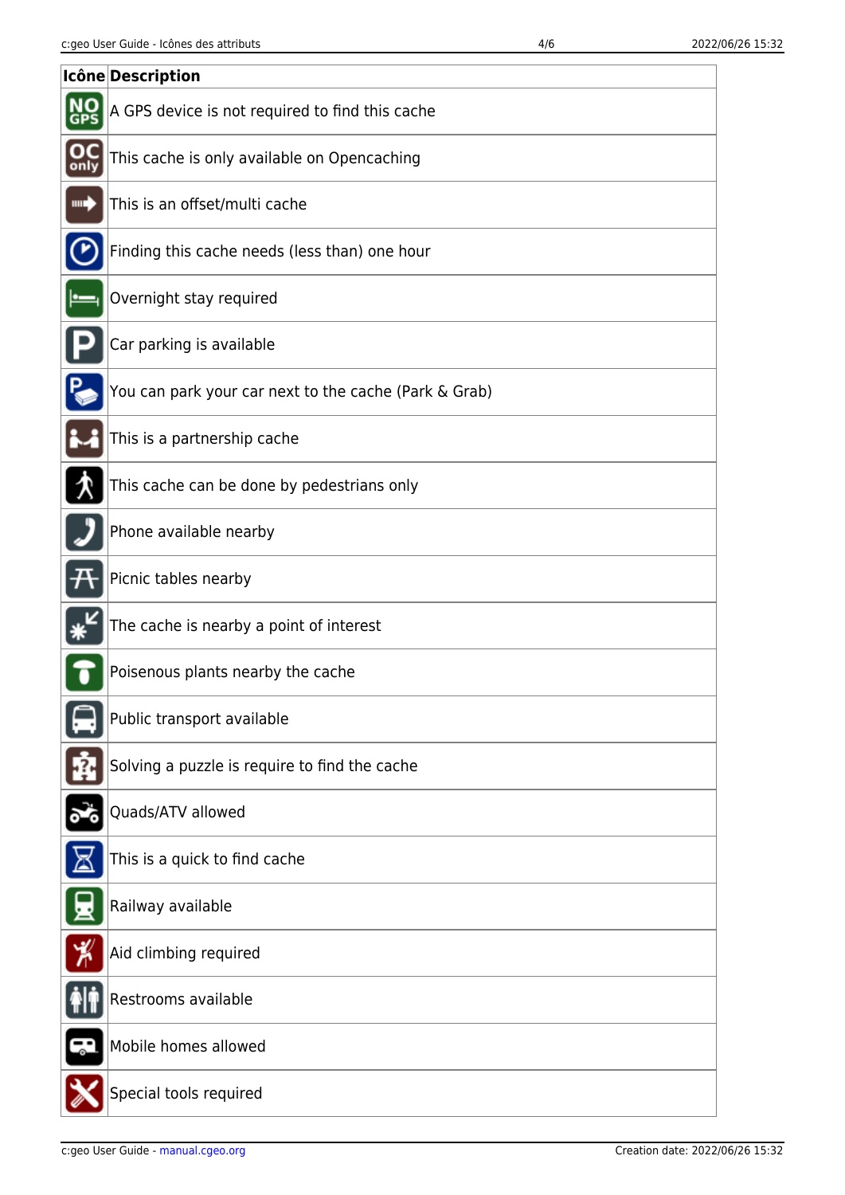| Icône | Description |
| --- | --- |
| | A GPS device is not required to find this cache |
| | This cache is only available on Opencaching |
| | This is an offset/multi cache |
| | Finding this cache needs (less than) one hour |
| | Overnight stay required |
| | Car parking is available |
| | You can park your car next to the cache (Park & Grab) |
| | This is a partnership cache |
| | This cache can be done by pedestrians only |
| | Phone available nearby |
| | Picnic tables nearby |
| | The cache is nearby a point of interest |
| | Poisenous plants nearby the cache |
| | Public transport available |
| | Solving a puzzle is require to find the cache |
| | Quads/ATV allowed |
| | This is a quick to find cache |
| | Railway available |
| | Aid climbing required |
| | Restrooms available |
| | Mobile homes allowed |
| | Special tools required |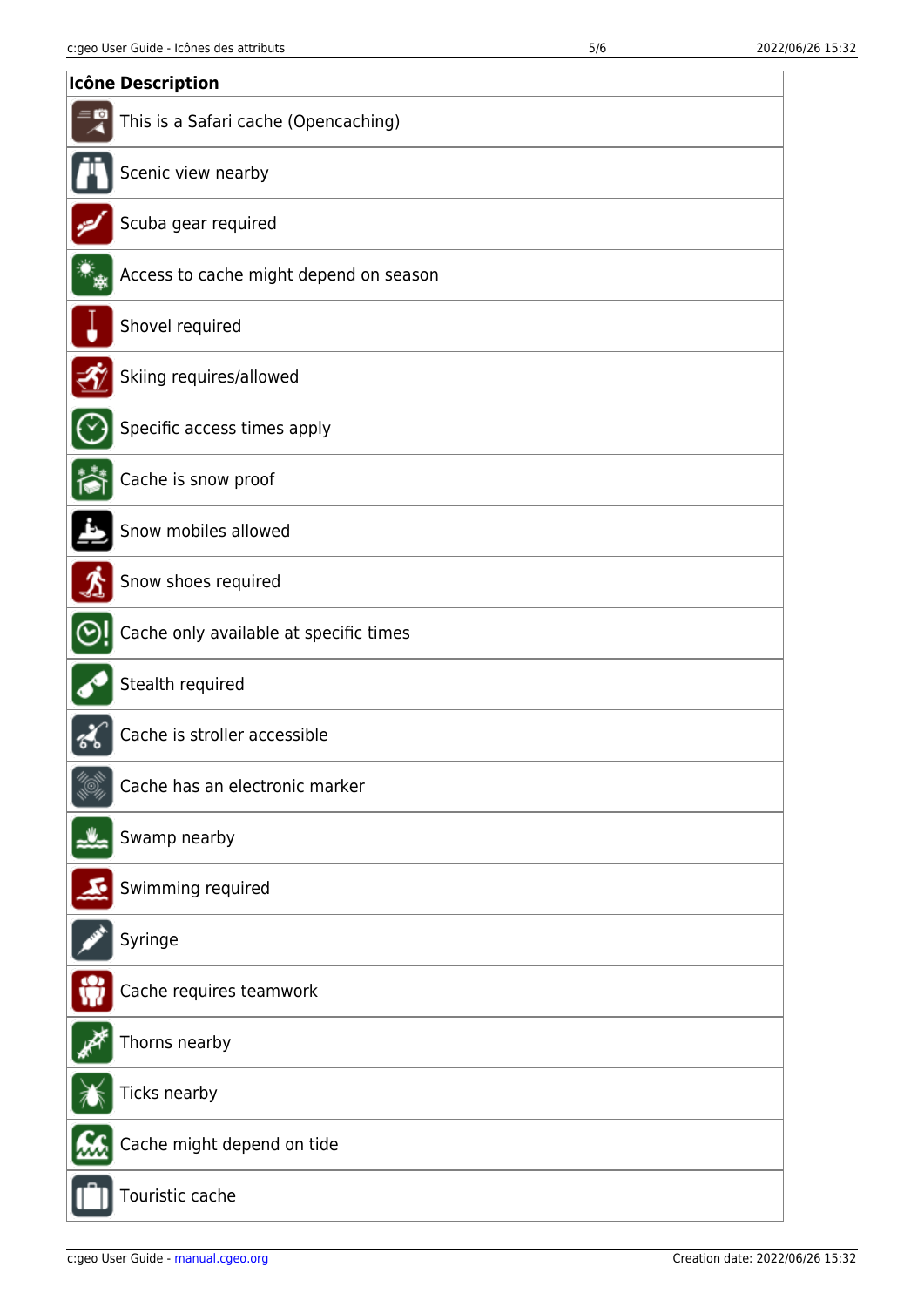| Icône | Description |
|---|---|
| | This is a Safari cache (Opencaching) |
| | Scenic view nearby |
| | Scuba gear required |
| | Access to cache might depend on season |
| | Shovel required |
| | Skiing requires/allowed |
| | Specific access times apply |
| | Cache is snow proof |
| | Snow mobiles allowed |
| | Snow shoes required |
| | Cache only available at specific times |
| | Stealth required |
| | Cache is stroller accessible |
| | Cache has an electronic marker |
| | Swamp nearby |
| | Swimming required |
| | Syringe |
| | Cache requires teamwork |
| | Thorns nearby |
| | Ticks nearby |
| | Cache might depend on tide |
| | Touristic cache |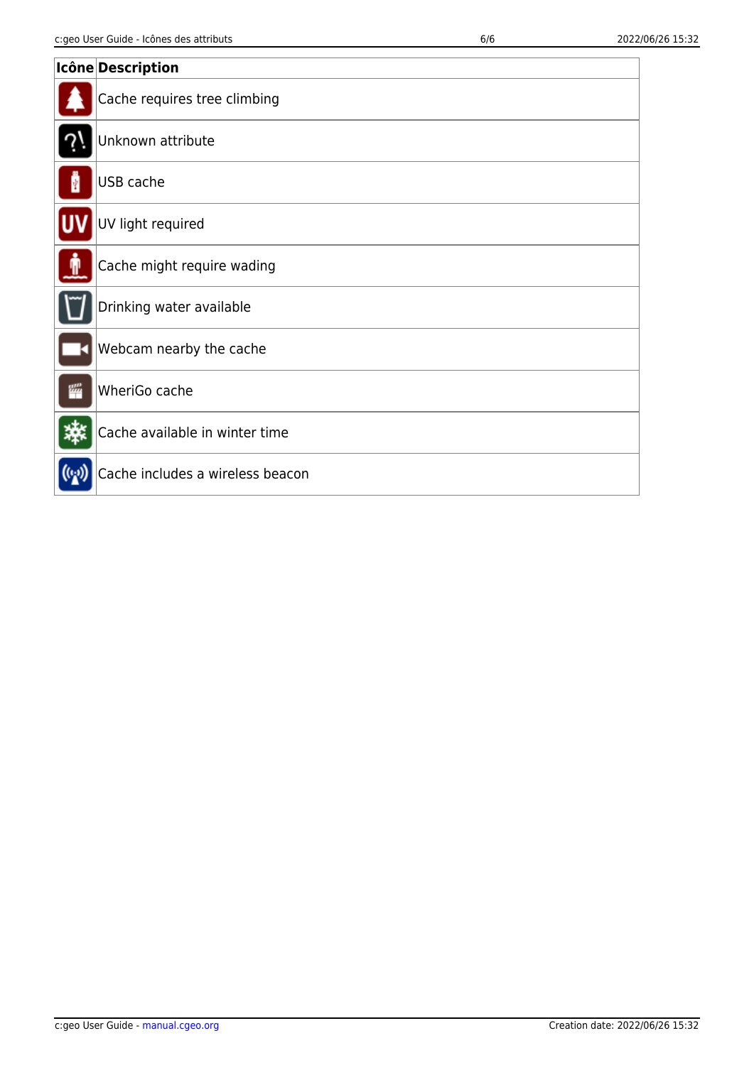| Icône | Description |
| --- | --- |
| | Cache requires tree climbing |
| | Unknown attribute |
| | USB cache |
| | UV light required |
| | Cache might require wading |
| | Drinking water available |
| | Webcam nearby the cache |
| | WheriGo cache |
| | Cache available in winter time |
| | Cache includes a wireless beacon |